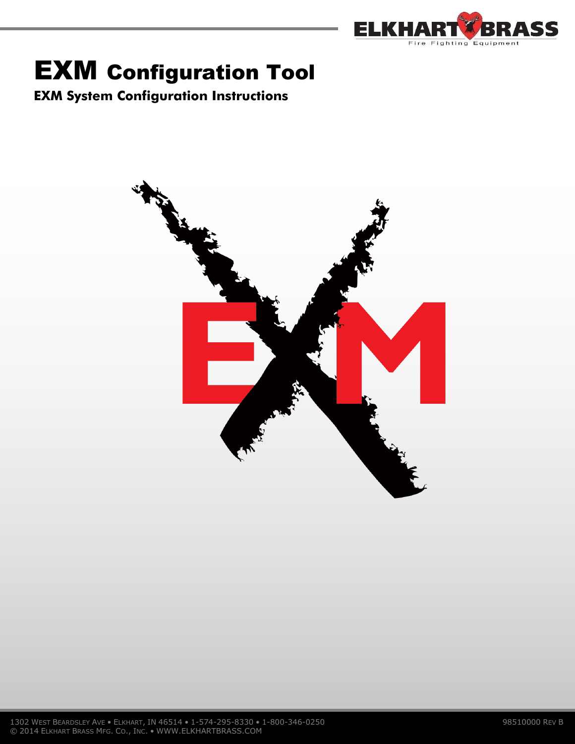# EXM Configuration Tool

**EXM System Configuration Instructions**

1302 West Beardsley Ave • Elkhart, IN 46514 • 1-574-295-8330 • 1-800-346-0250
© 2014 Elkhart Brass Mfg. Co., Inc. • WWW.ELKHARTBRASS.COM

98510000 Rev B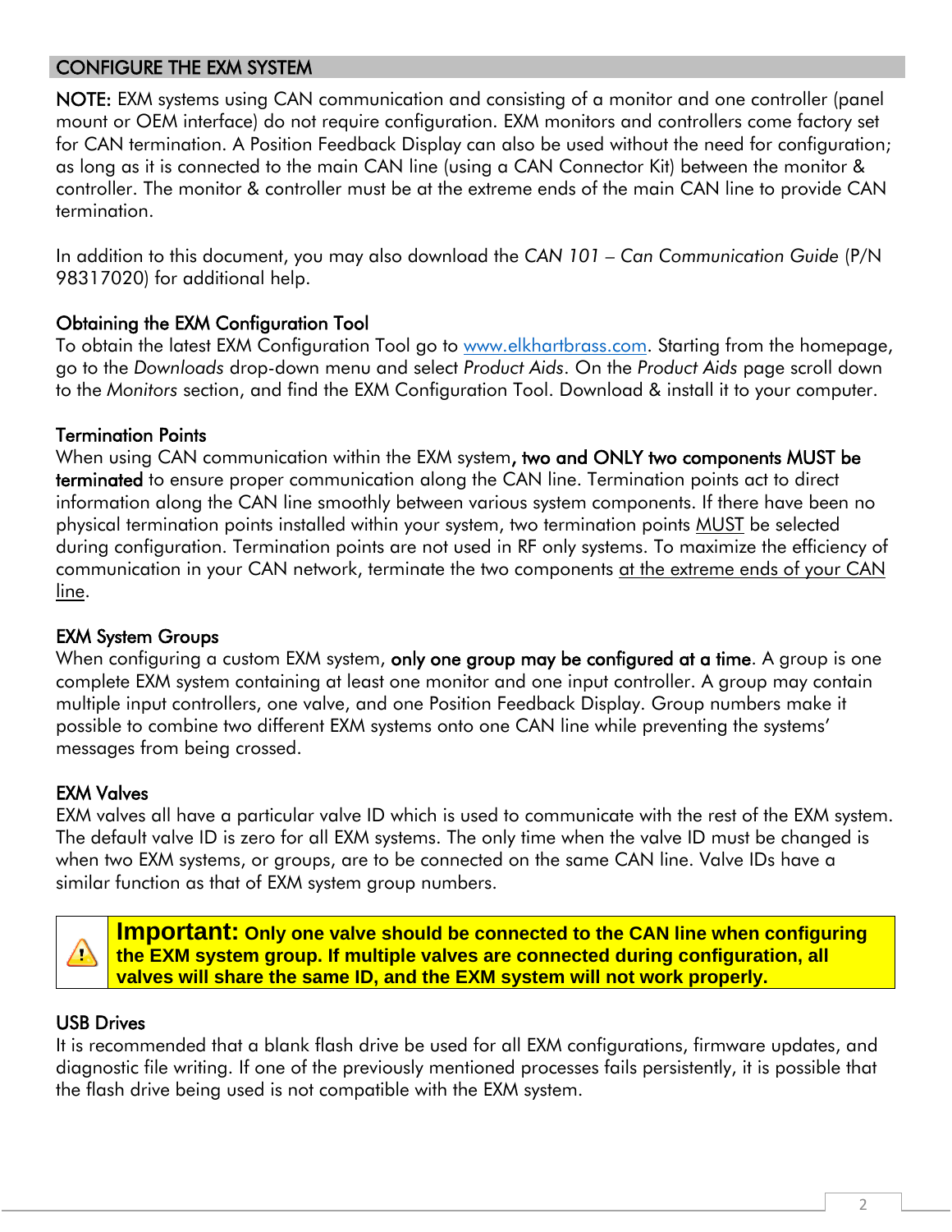## CONFIGURE THE EXM SYSTEM

**NOTE:** EXM systems using CAN communication and consisting of a monitor and one controller (panel mount or OEM interface) do not require configuration. EXM monitors and controllers come factory set for CAN termination. A Position Feedback Display can also be used without the need for configuration; as long as it is connected to the main CAN line (using a CAN Connector Kit) between the monitor & controller. The monitor & controller must be at the extreme ends of the main CAN line to provide CAN termination.

In addition to this document, you may also download the *CAN 101 – Can Communication Guide* (P/N 98317020) for additional help.

### Obtaining the EXM Configuration Tool

To obtain the latest EXM Configuration Tool go to [www.elkhartbrass.com](http://www.elkhartbrass.com). Starting from the homepage, go to the *Downloads* drop-down menu and select *Product Aids*. On the *Product Aids* page scroll down to the *Monitors* section, and find the EXM Configuration Tool. Download & install it to your computer.

### Termination Points

When using CAN communication within the EXM system**, two and ONLY two components MUST be terminated** to ensure proper communication along the CAN line. Termination points act to direct information along the CAN line smoothly between various system components. If there have been no physical termination points installed within your system, two termination points <u>MUST</u> be selected during configuration. Termination points are not used in RF only systems. To maximize the efficiency of communication in your CAN network, terminate the two components <u>at the extreme ends of your CAN line</u>.

### EXM System Groups

When configuring a custom EXM system, **only one group may be configured at a time**. A group is one complete EXM system containing at least one monitor and one input controller. A group may contain multiple input controllers, one valve, and one Position Feedback Display. Group numbers make it possible to combine two different EXM systems onto one CAN line while preventing the systems' messages from being crossed.

### EXM Valves

EXM valves all have a particular valve ID which is used to communicate with the rest of the EXM system. The default valve ID is zero for all EXM systems. The only time when the valve ID must be changed is when two EXM systems, or groups, are to be connected on the same CAN line. Valve IDs have a similar function as that of EXM system group numbers.

> ⚠ **Important: Only one valve should be connected to the CAN line when configuring the EXM system group. If multiple valves are connected during configuration, all valves will share the same ID, and the EXM system will not work properly.**

### USB Drives

It is recommended that a blank flash drive be used for all EXM configurations, firmware updates, and diagnostic file writing. If one of the previously mentioned processes fails persistently, it is possible that the flash drive being used is not compatible with the EXM system.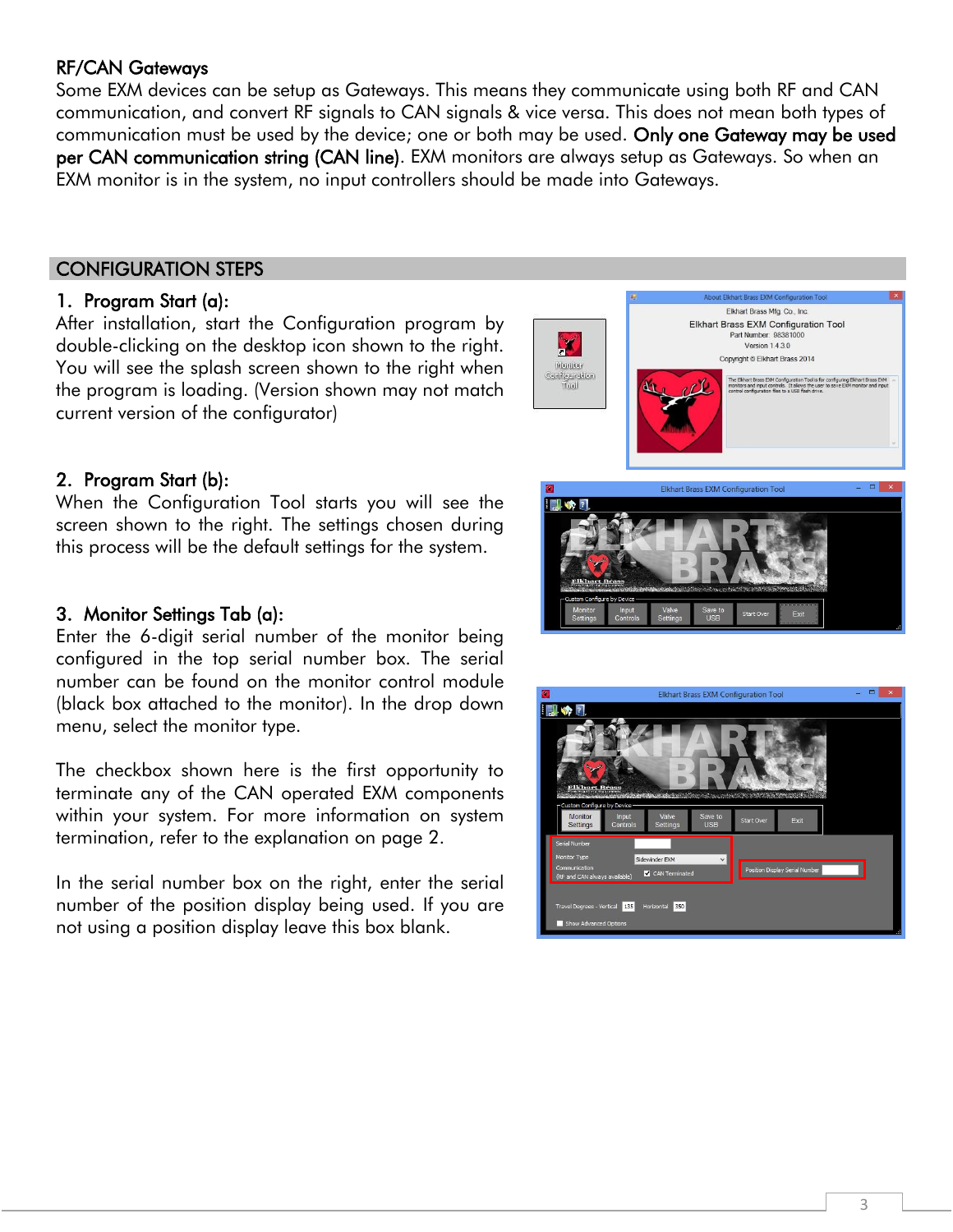## RF/CAN Gateways

Some EXM devices can be setup as Gateways. This means they communicate using both RF and CAN communication, and convert RF signals to CAN signals & vice versa. This does not mean both types of communication must be used by the device; one or both may be used. **Only one Gateway may be used per CAN communication string (CAN line)**. EXM monitors are always setup as Gateways. So when an EXM monitor is in the system, no input controllers should be made into Gateways.

## CONFIGURATION STEPS

### 1. Program Start (a):

After installation, start the Configuration program by double-clicking on the desktop icon shown to the right. You will see the splash screen shown to the right when the program is loading. (Version shown may not match current version of the configurator)

### 2. Program Start (b):

When the Configuration Tool starts you will see the screen shown to the right. The settings chosen during this process will be the default settings for the system.

### 3. Monitor Settings Tab (a):

Enter the 6-digit serial number of the monitor being configured in the top serial number box. The serial number can be found on the monitor control module (black box attached to the monitor). In the drop down menu, select the monitor type.

The checkbox shown here is the first opportunity to terminate any of the CAN operated EXM components within your system. For more information on system termination, refer to the explanation on page 2.

In the serial number box on the right, enter the serial number of the position display being used. If you are not using a position display leave this box blank.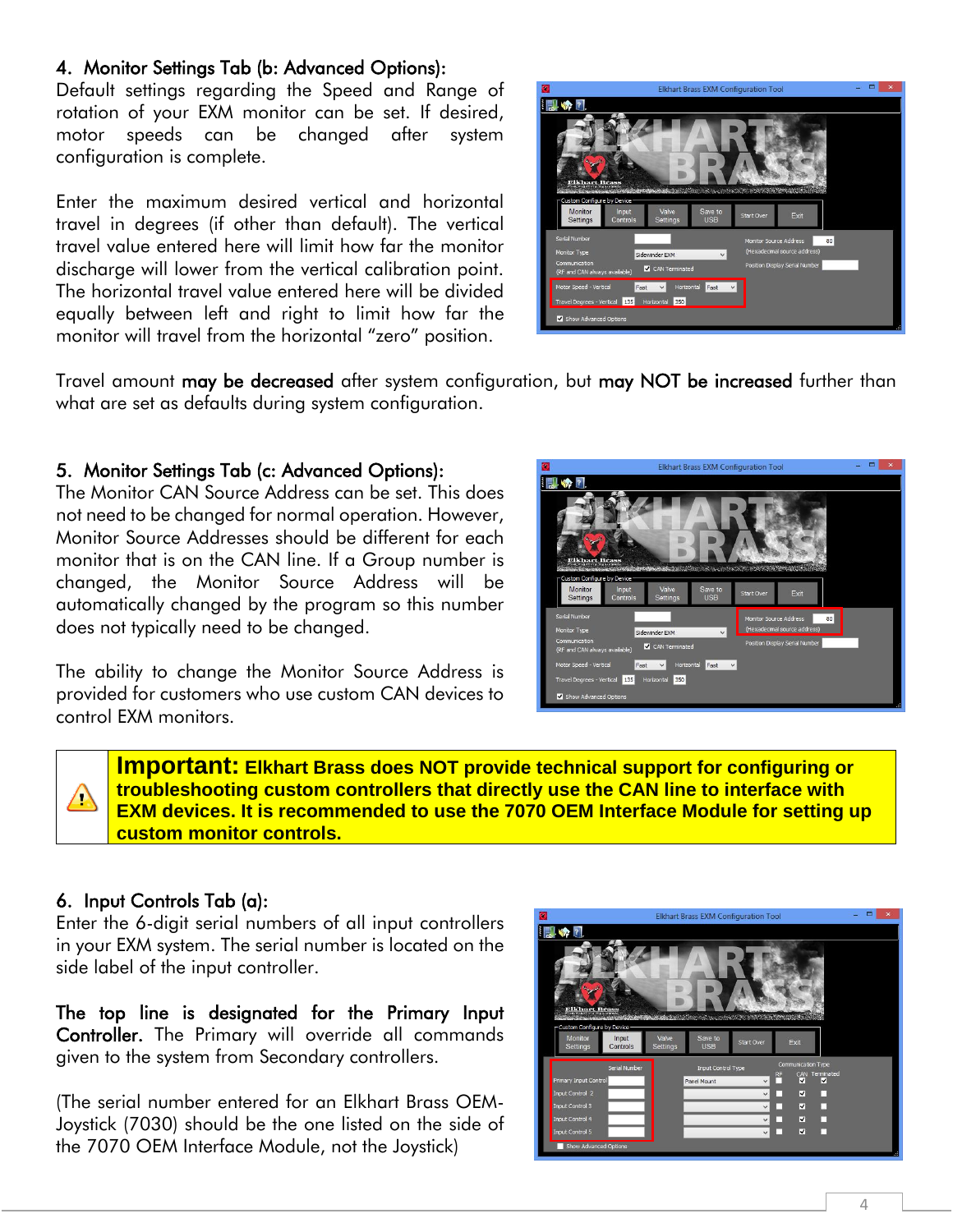### 4. Monitor Settings Tab (b: Advanced Options):

Default settings regarding the Speed and Range of rotation of your EXM monitor can be set. If desired, motor speeds can be changed after system configuration is complete.

Enter the maximum desired vertical and horizontal travel in degrees (if other than default). The vertical travel value entered here will limit how far the monitor discharge will lower from the vertical calibration point. The horizontal travel value entered here will be divided equally between left and right to limit how far the monitor will travel from the horizontal "zero" position.

Travel amount **may be decreased** after system configuration, but **may NOT be increased** further than what are set as defaults during system configuration.

### 5. Monitor Settings Tab (c: Advanced Options):

The Monitor CAN Source Address can be set. This does not need to be changed for normal operation. However, Monitor Source Addresses should be different for each monitor that is on the CAN line. If a Group number is changed, the Monitor Source Address will be automatically changed by the program so this number does not typically need to be changed.

The ability to change the Monitor Source Address is provided for customers who use custom CAN devices to control EXM monitors.

> ⚠️ **Important: Elkhart Brass does NOT provide technical support for configuring or troubleshooting custom controllers that directly use the CAN line to interface with EXM devices. It is recommended to use the 7070 OEM Interface Module for setting up custom monitor controls.**

### 6. Input Controls Tab (a):

Enter the 6-digit serial numbers of all input controllers in your EXM system. The serial number is located on the side label of the input controller.

**The top line is designated for the Primary Input Controller.** The Primary will override all commands given to the system from Secondary controllers.

(The serial number entered for an Elkhart Brass OEM-Joystick (7030) should be the one listed on the side of the 7070 OEM Interface Module, not the Joystick)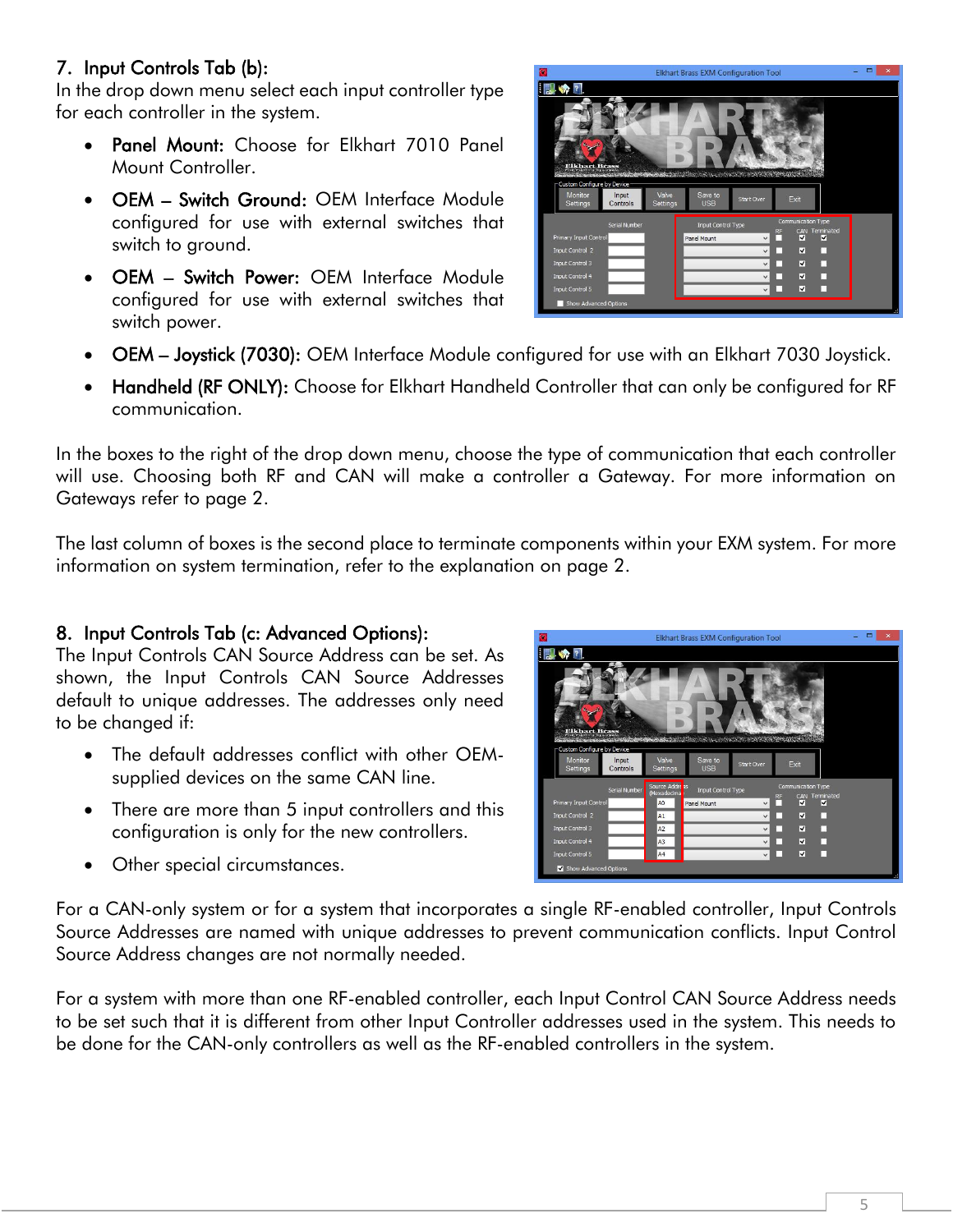## 7. Input Controls Tab (b):

In the drop down menu select each input controller type for each controller in the system.

- **Panel Mount:** Choose for Elkhart 7010 Panel Mount Controller.
- **OEM – Switch Ground:** OEM Interface Module configured for use with external switches that switch to ground.
- **OEM – Switch Power:** OEM Interface Module configured for use with external switches that switch power.
- **OEM – Joystick (7030):** OEM Interface Module configured for use with an Elkhart 7030 Joystick.
- **Handheld (RF ONLY):** Choose for Elkhart Handheld Controller that can only be configured for RF communication.

In the boxes to the right of the drop down menu, choose the type of communication that each controller will use. Choosing both RF and CAN will make a controller a Gateway. For more information on Gateways refer to page 2.

The last column of boxes is the second place to terminate components within your EXM system. For more information on system termination, refer to the explanation on page 2.

## 8. Input Controls Tab (c: Advanced Options):

The Input Controls CAN Source Address can be set. As shown, the Input Controls CAN Source Addresses default to unique addresses. The addresses only need to be changed if:

- The default addresses conflict with other OEM-supplied devices on the same CAN line.
- There are more than 5 input controllers and this configuration is only for the new controllers.
- Other special circumstances.

For a CAN-only system or for a system that incorporates a single RF-enabled controller, Input Controls Source Addresses are named with unique addresses to prevent communication conflicts. Input Control Source Address changes are not normally needed.

For a system with more than one RF-enabled controller, each Input Control CAN Source Address needs to be set such that it is different from other Input Controller addresses used in the system. This needs to be done for the CAN-only controllers as well as the RF-enabled controllers in the system.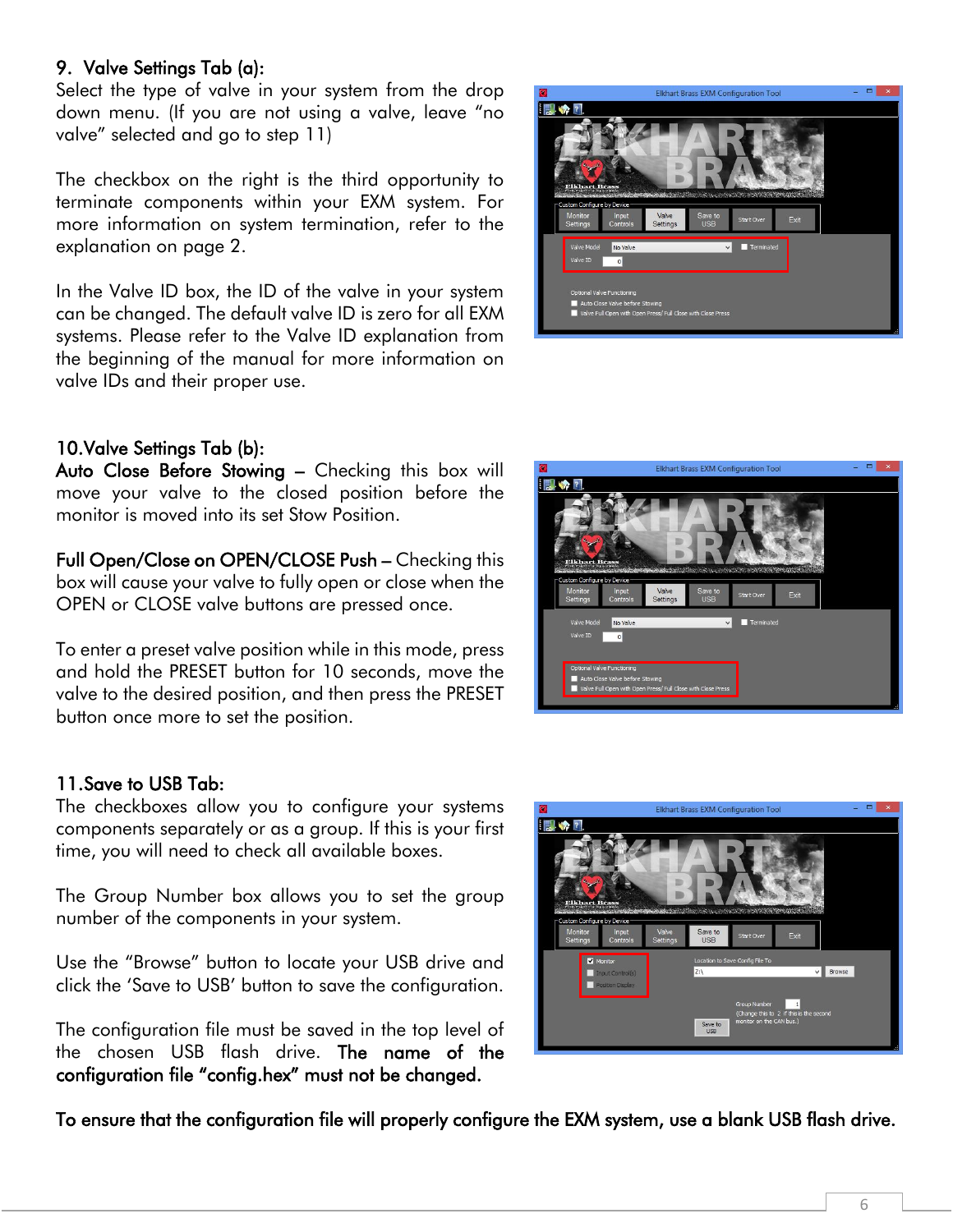### 9. Valve Settings Tab (a):

Select the type of valve in your system from the drop down menu. (If you are not using a valve, leave "no valve" selected and go to step 11)

The checkbox on the right is the third opportunity to terminate components within your EXM system. For more information on system termination, refer to the explanation on page 2.

In the Valve ID box, the ID of the valve in your system can be changed. The default valve ID is zero for all EXM systems. Please refer to the Valve ID explanation from the beginning of the manual for more information on valve IDs and their proper use.

### 10. Valve Settings Tab (b):

**Auto Close Before Stowing** – Checking this box will move your valve to the closed position before the monitor is moved into its set Stow Position.

**Full Open/Close on OPEN/CLOSE Push** – Checking this box will cause your valve to fully open or close when the OPEN or CLOSE valve buttons are pressed once.

To enter a preset valve position while in this mode, press and hold the PRESET button for 10 seconds, move the valve to the desired position, and then press the PRESET button once more to set the position.

### 11. Save to USB Tab:

The checkboxes allow you to configure your systems components separately or as a group. If this is your first time, you will need to check all available boxes.

The Group Number box allows you to set the group number of the components in your system.

Use the "Browse" button to locate your USB drive and click the 'Save to USB' button to save the configuration.

The configuration file must be saved in the top level of the chosen USB flash drive. **The name of the configuration file "config.hex" must not be changed.**

**To ensure that the configuration file will properly configure the EXM system, use a blank USB flash drive.**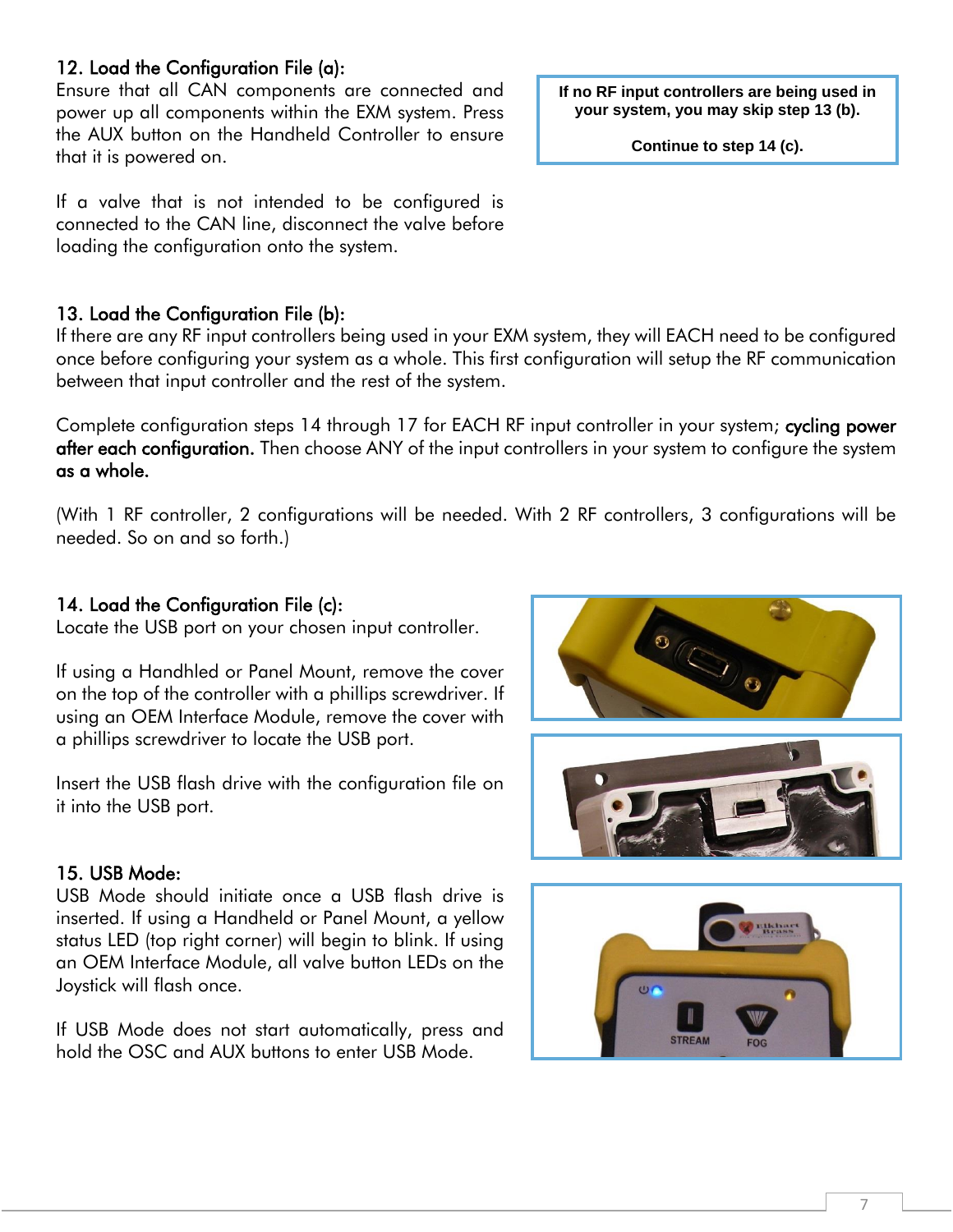### 12. Load the Configuration File (a):

Ensure that all CAN components are connected and power up all components within the EXM system. Press the AUX button on the Handheld Controller to ensure that it is powered on.

If a valve that is not intended to be configured is connected to the CAN line, disconnect the valve before loading the configuration onto the system.

> **If no RF input controllers are being used in your system, you may skip step 13 (b).**
>
> **Continue to step 14 (c).**

### 13. Load the Configuration File (b):

If there are any RF input controllers being used in your EXM system, they will EACH need to be configured once before configuring your system as a whole. This first configuration will setup the RF communication between that input controller and the rest of the system.

Complete configuration steps 14 through 17 for EACH RF input controller in your system; **cycling power after each configuration.** Then choose ANY of the input controllers in your system to configure the system **as a whole.**

(With 1 RF controller, 2 configurations will be needed. With 2 RF controllers, 3 configurations will be needed. So on and so forth.)

### 14. Load the Configuration File (c):

Locate the USB port on your chosen input controller.

If using a Handhled or Panel Mount, remove the cover on the top of the controller with a phillips screwdriver. If using an OEM Interface Module, remove the cover with a phillips screwdriver to locate the USB port.

Insert the USB flash drive with the configuration file on it into the USB port.

### 15. USB Mode:

USB Mode should initiate once a USB flash drive is inserted. If using a Handheld or Panel Mount, a yellow status LED (top right corner) will begin to blink. If using an OEM Interface Module, all valve button LEDs on the Joystick will flash once.

If USB Mode does not start automatically, press and hold the OSC and AUX buttons to enter USB Mode.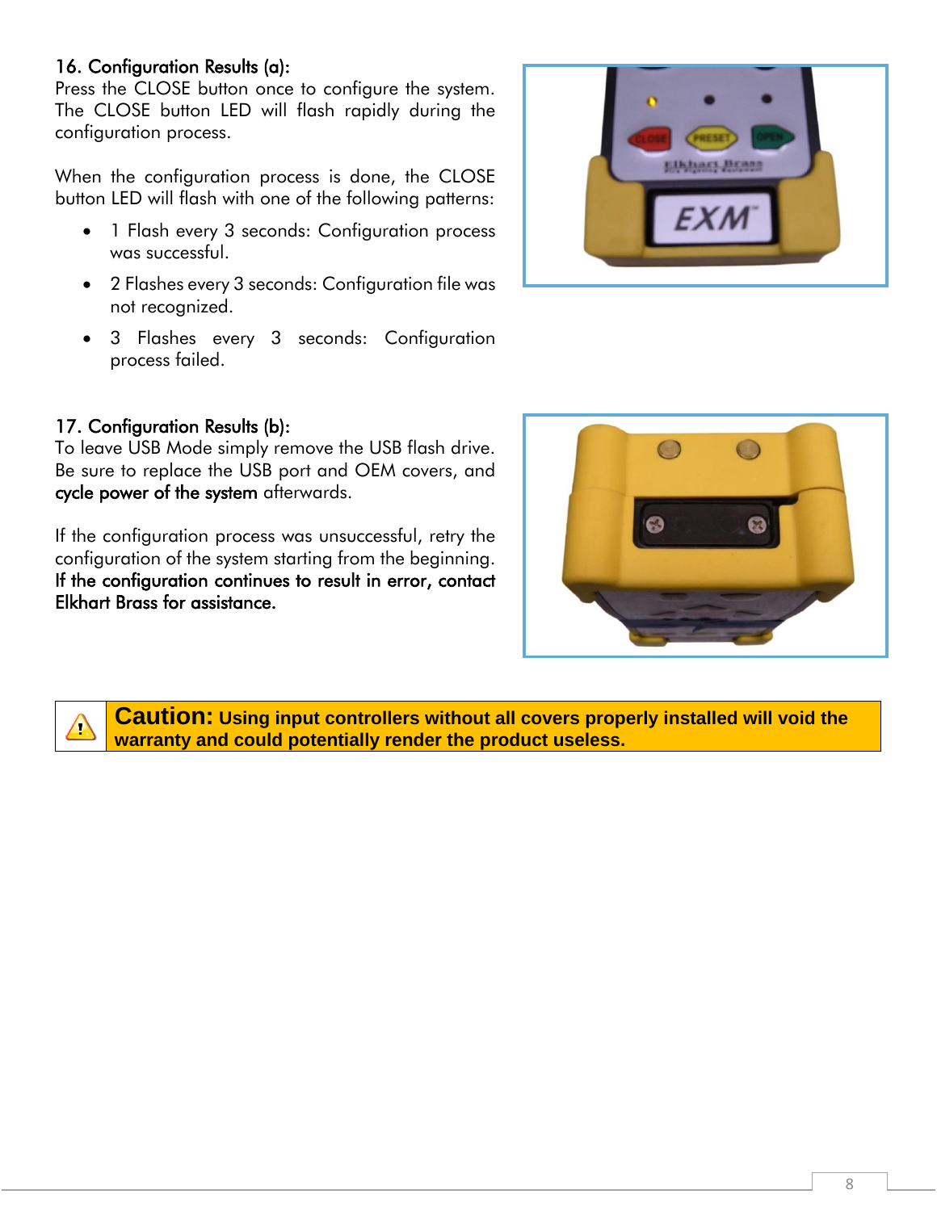### 16. Configuration Results (a):

Press the CLOSE button once to configure the system. The CLOSE button LED will flash rapidly during the configuration process.

When the configuration process is done, the CLOSE button LED will flash with one of the following patterns:

- 1 Flash every 3 seconds: Configuration process was successful.
- 2 Flashes every 3 seconds: Configuration file was not recognized.
- 3 Flashes every 3 seconds: Configuration process failed.

### 17. Configuration Results (b):

To leave USB Mode simply remove the USB flash drive. Be sure to replace the USB port and OEM covers, and **cycle power of the system** afterwards.

If the configuration process was unsuccessful, retry the configuration of the system starting from the beginning. **If the configuration continues to result in error, contact Elkhart Brass for assistance.**

**Caution: Using input controllers without all covers properly installed will void the warranty and could potentially render the product useless.**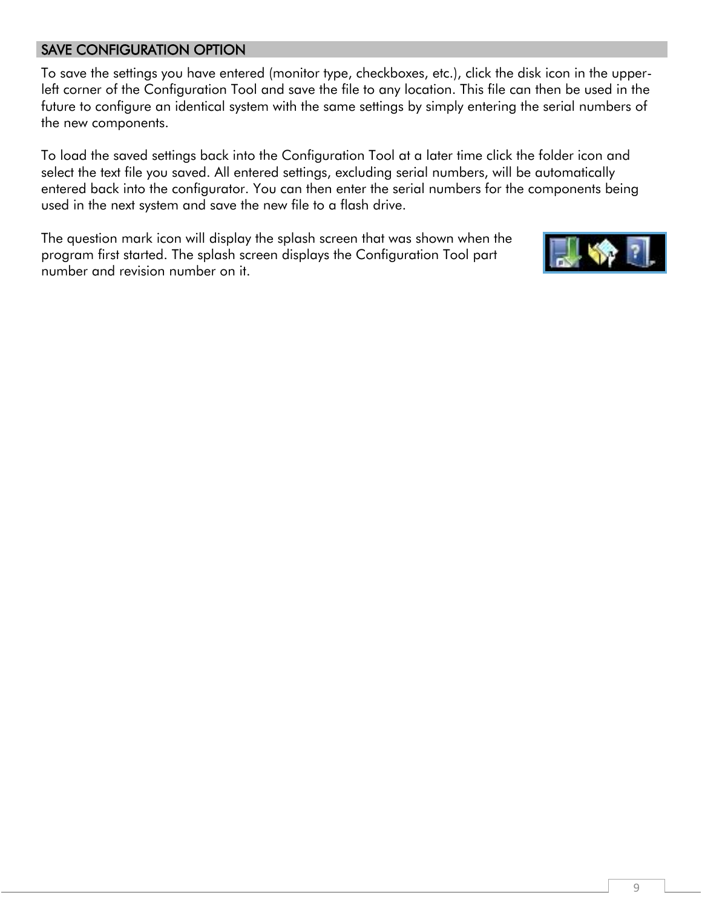## SAVE CONFIGURATION OPTION

To save the settings you have entered (monitor type, checkboxes, etc.), click the disk icon in the upper-left corner of the Configuration Tool and save the file to any location. This file can then be used in the future to configure an identical system with the same settings by simply entering the serial numbers of the new components.

To load the saved settings back into the Configuration Tool at a later time click the folder icon and select the text file you saved. All entered settings, excluding serial numbers, will be automatically entered back into the configurator. You can then enter the serial numbers for the components being used in the next system and save the new file to a flash drive.

The question mark icon will display the splash screen that was shown when the program first started. The splash screen displays the Configuration Tool part number and revision number on it.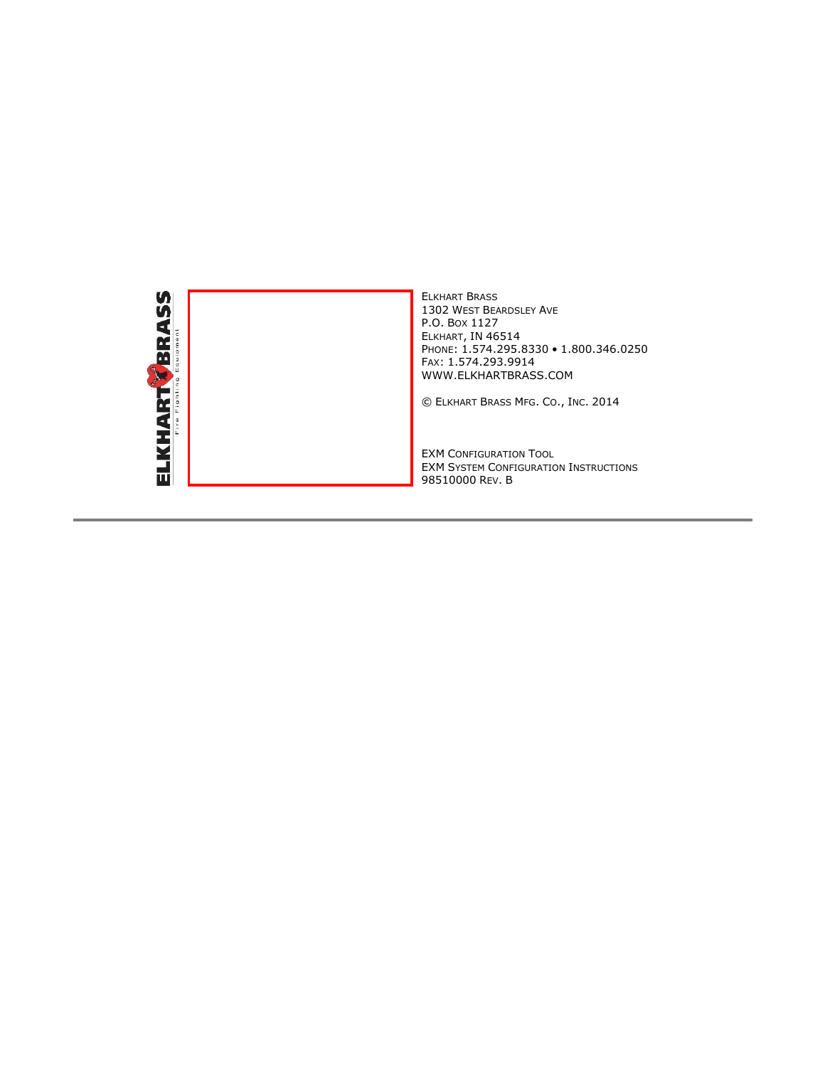ELKHART BRASS
1302 WEST BEARDSLEY AVE
P.O. BOX 1127
ELKHART, IN 46514
PHONE: 1.574.295.8330 • 1.800.346.0250
FAX: 1.574.293.9914
WWW.ELKHARTBRASS.COM

© ELKHART BRASS MFG. CO., INC. 2014

EXM CONFIGURATION TOOL
EXM SYSTEM CONFIGURATION INSTRUCTIONS
98510000 REV. B